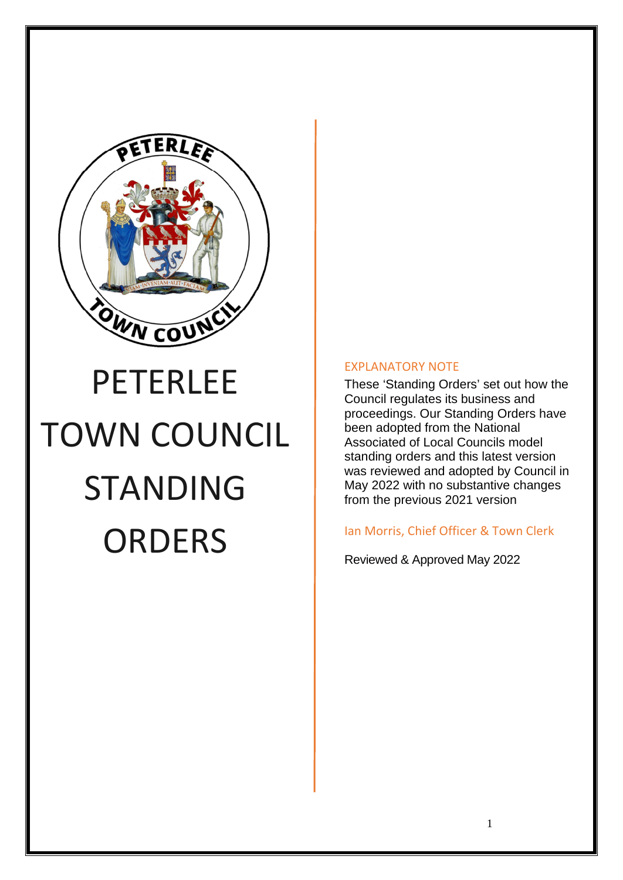# PETERLEE TOWN COUNCIL STANDING ORDERS

## EXPLANATORY NOTE

These 'Standing Orders' set out how the Council regulates its business and proceedings. Our Standing Orders have been adopted from the National Associated of Local Councils model standing orders and this latest version was reviewed and adopted by Council in May 2022 with no substantive changes from the previous 2021 version

Ian Morris, Chief Officer & Town Clerk

Reviewed & Approved May 2022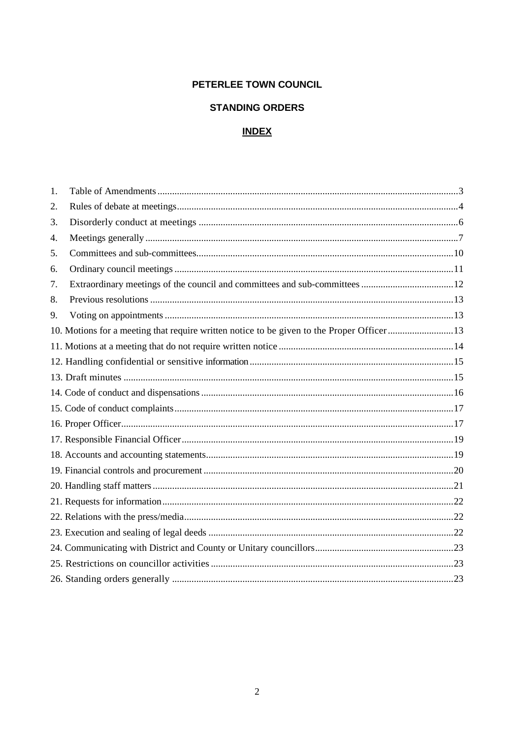**PETERLEE TOWN COUNCIL**

**STANDING ORDERS**

**INDEX**

1. Table of Amendments ..........3
2. Rules of debate at meetings ..........4
3. Disorderly conduct at meetings ..........6
4. Meetings generally ..........7
5. Committees and sub-committees ..........10
6. Ordinary council meetings ..........11
7. Extraordinary meetings of the council and committees and sub-committees ..........12
8. Previous resolutions ..........13
9. Voting on appointments ..........13
10. Motions for a meeting that require written notice to be given to the Proper Officer ..........13
11. Motions at a meeting that do not require written notice ..........14
12. Handling confidential or sensitive information ..........15
13. Draft minutes ..........15
14. Code of conduct and dispensations ..........16
15. Code of conduct complaints ..........17
16. Proper Officer ..........17
17. Responsible Financial Officer ..........19
18. Accounts and accounting statements ..........19
19. Financial controls and procurement ..........20
20. Handling staff matters ..........21
21. Requests for information ..........22
22. Relations with the press/media ..........22
23. Execution and sealing of legal deeds ..........22
24. Communicating with District and County or Unitary councillors ..........23
25. Restrictions on councillor activities ..........23
26. Standing orders generally ..........23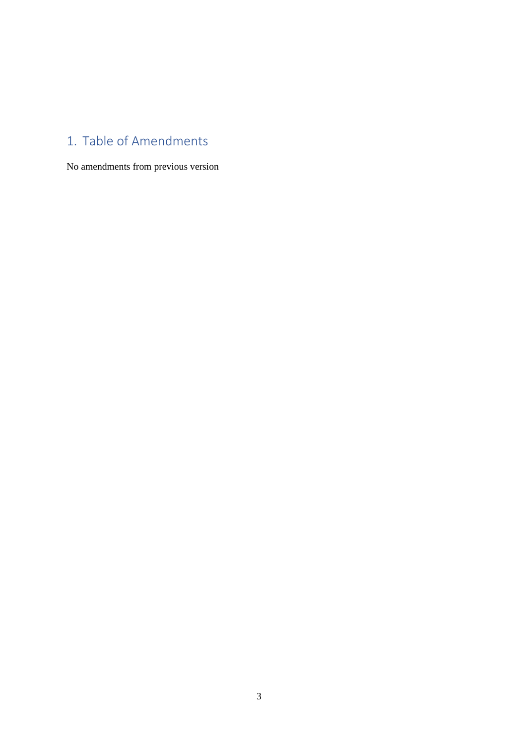# 1. Table of Amendments

No amendments from previous version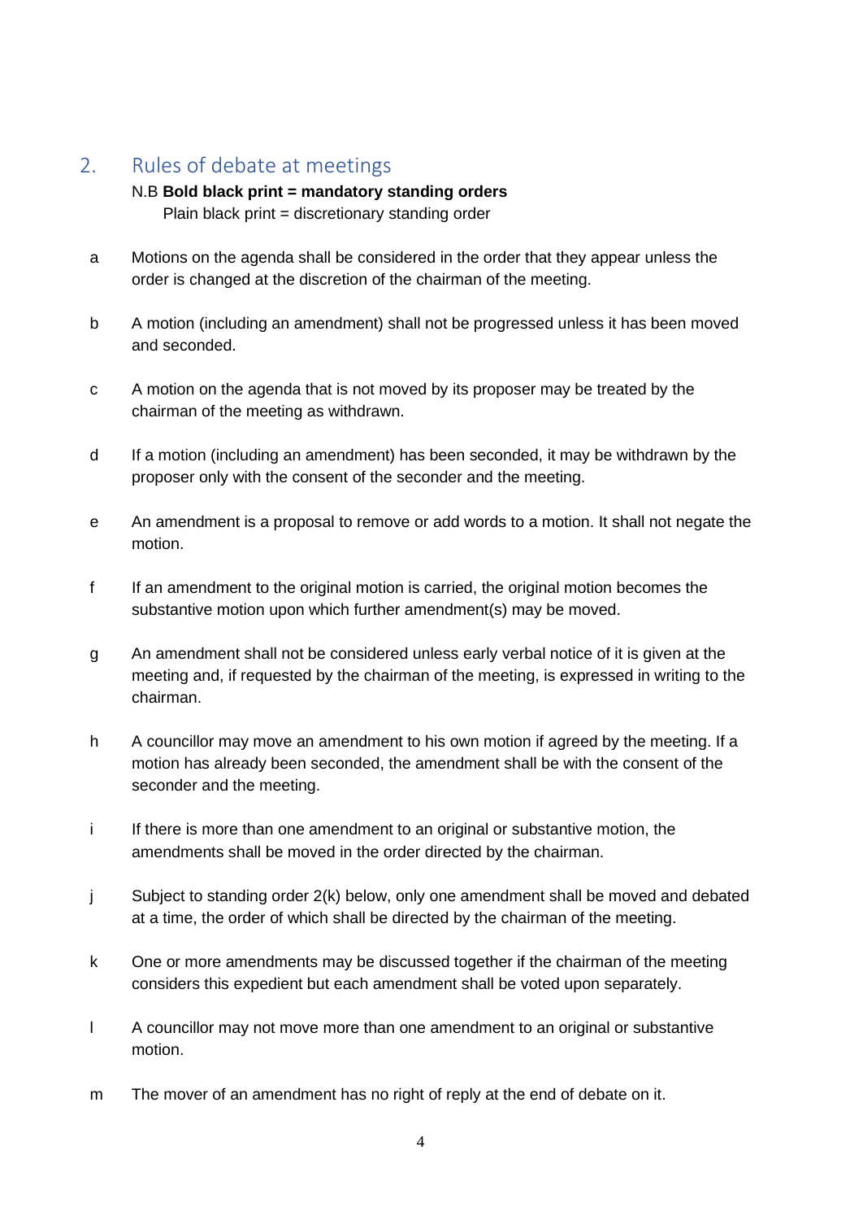## 2. Rules of debate at meetings

N.B **Bold black print = mandatory standing orders**
Plain black print = discretionary standing order

a. Motions on the agenda shall be considered in the order that they appear unless the order is changed at the discretion of the chairman of the meeting.

b. A motion (including an amendment) shall not be progressed unless it has been moved and seconded.

c. A motion on the agenda that is not moved by its proposer may be treated by the chairman of the meeting as withdrawn.

d. If a motion (including an amendment) has been seconded, it may be withdrawn by the proposer only with the consent of the seconder and the meeting.

e. An amendment is a proposal to remove or add words to a motion. It shall not negate the motion.

f. If an amendment to the original motion is carried, the original motion becomes the substantive motion upon which further amendment(s) may be moved.

g. An amendment shall not be considered unless early verbal notice of it is given at the meeting and, if requested by the chairman of the meeting, is expressed in writing to the chairman.

h. A councillor may move an amendment to his own motion if agreed by the meeting. If a motion has already been seconded, the amendment shall be with the consent of the seconder and the meeting.

i. If there is more than one amendment to an original or substantive motion, the amendments shall be moved in the order directed by the chairman.

j. Subject to standing order 2(k) below, only one amendment shall be moved and debated at a time, the order of which shall be directed by the chairman of the meeting.

k. One or more amendments may be discussed together if the chairman of the meeting considers this expedient but each amendment shall be voted upon separately.

l. A councillor may not move more than one amendment to an original or substantive motion.

m. The mover of an amendment has no right of reply at the end of debate on it.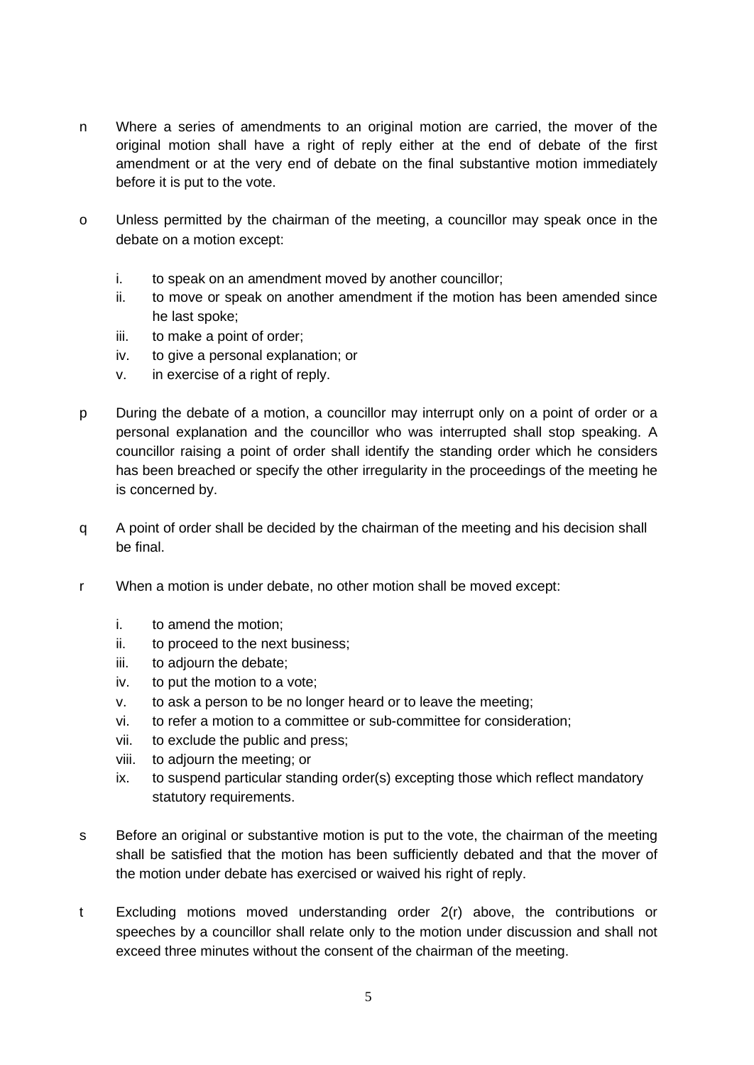n Where a series of amendments to an original motion are carried, the mover of the original motion shall have a right of reply either at the end of debate of the first amendment or at the very end of debate on the final substantive motion immediately before it is put to the vote.

o Unless permitted by the chairman of the meeting, a councillor may speak once in the debate on a motion except:

  i. to speak on an amendment moved by another councillor;
  ii. to move or speak on another amendment if the motion has been amended since he last spoke;
  iii. to make a point of order;
  iv. to give a personal explanation; or
  v. in exercise of a right of reply.

p During the debate of a motion, a councillor may interrupt only on a point of order or a personal explanation and the councillor who was interrupted shall stop speaking. A councillor raising a point of order shall identify the standing order which he considers has been breached or specify the other irregularity in the proceedings of the meeting he is concerned by.

q A point of order shall be decided by the chairman of the meeting and his decision shall be final.

r When a motion is under debate, no other motion shall be moved except:

  i. to amend the motion;
  ii. to proceed to the next business;
  iii. to adjourn the debate;
  iv. to put the motion to a vote;
  v. to ask a person to be no longer heard or to leave the meeting;
  vi. to refer a motion to a committee or sub-committee for consideration;
  vii. to exclude the public and press;
  viii. to adjourn the meeting; or
  ix. to suspend particular standing order(s) excepting those which reflect mandatory statutory requirements.

s Before an original or substantive motion is put to the vote, the chairman of the meeting shall be satisfied that the motion has been sufficiently debated and that the mover of the motion under debate has exercised or waived his right of reply.

t Excluding motions moved understanding order 2(r) above, the contributions or speeches by a councillor shall relate only to the motion under discussion and shall not exceed three minutes without the consent of the chairman of the meeting.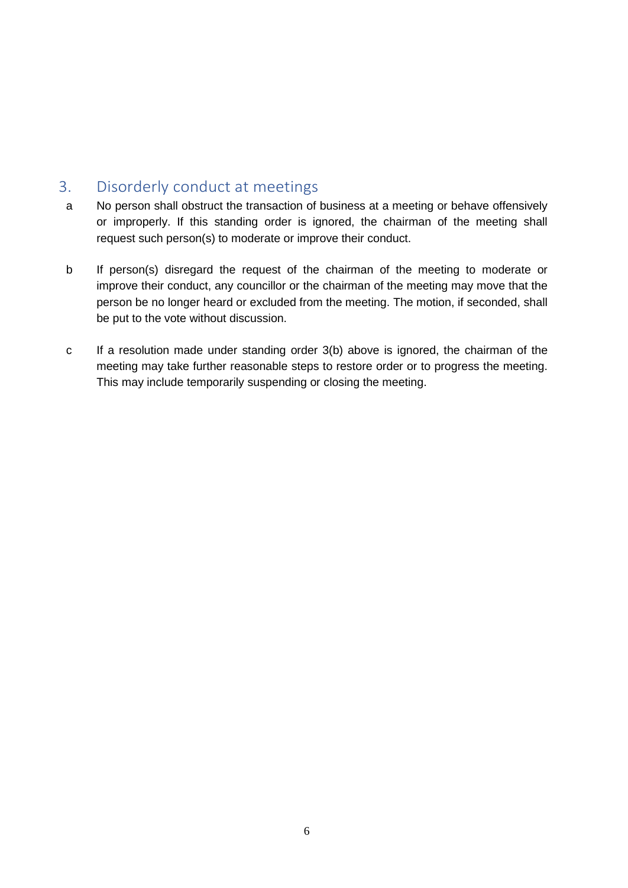## 3. Disorderly conduct at meetings

a No person shall obstruct the transaction of business at a meeting or behave offensively or improperly. If this standing order is ignored, the chairman of the meeting shall request such person(s) to moderate or improve their conduct.

b If person(s) disregard the request of the chairman of the meeting to moderate or improve their conduct, any councillor or the chairman of the meeting may move that the person be no longer heard or excluded from the meeting. The motion, if seconded, shall be put to the vote without discussion.

c If a resolution made under standing order 3(b) above is ignored, the chairman of the meeting may take further reasonable steps to restore order or to progress the meeting. This may include temporarily suspending or closing the meeting.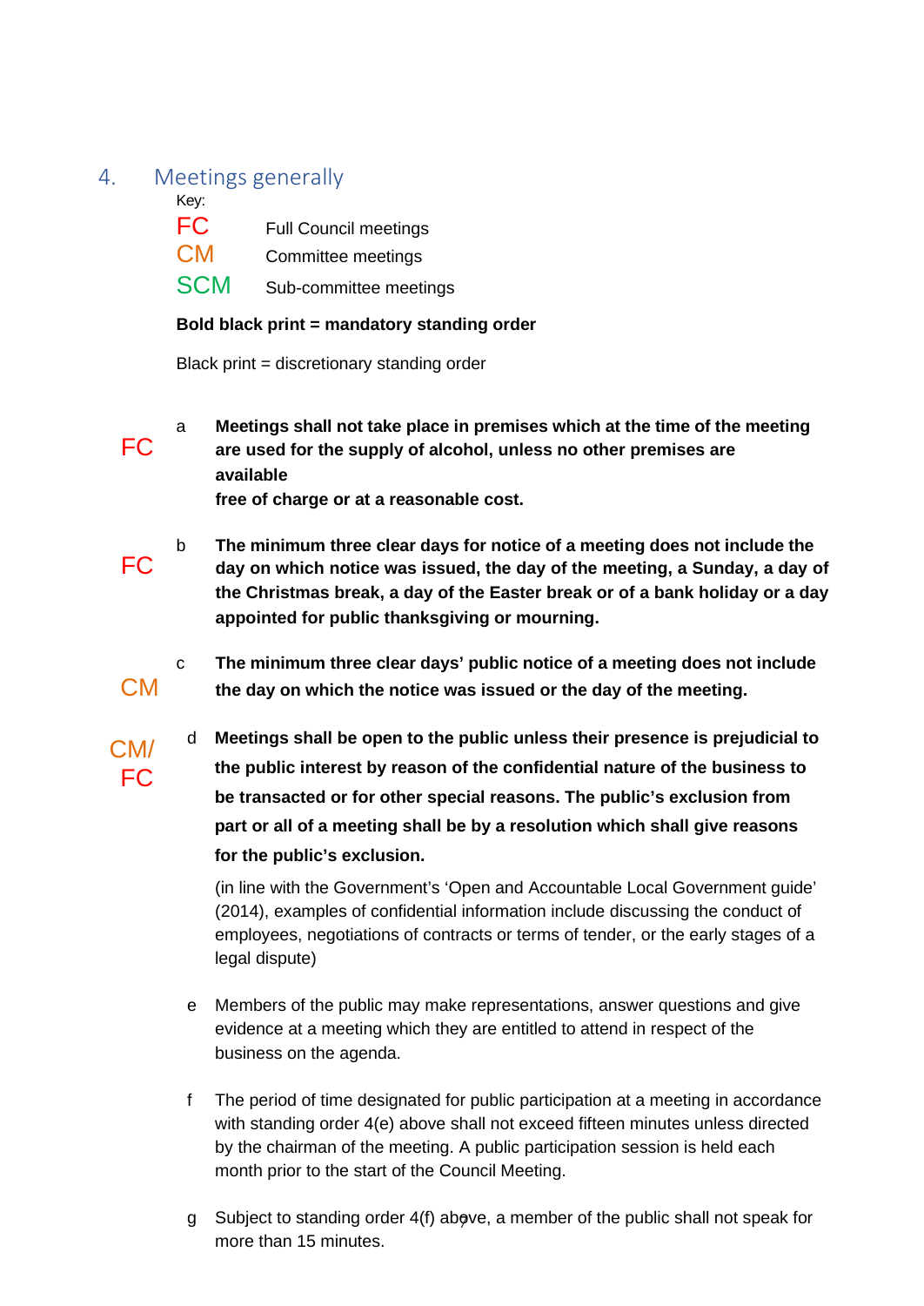## 4. Meetings generally

Key:

FC Full Council meetings

CM Committee meetings

SCM Sub-committee meetings

**Bold black print = mandatory standing order**

Black print = discretionary standing order

FC

a **Meetings shall not take place in premises which at the time of the meeting are used for the supply of alcohol, unless no other premises are available free of charge or at a reasonable cost.**

FC

b **The minimum three clear days for notice of a meeting does not include the day on which notice was issued, the day of the meeting, a Sunday, a day of the Christmas break, a day of the Easter break or of a bank holiday or a day appointed for public thanksgiving or mourning.**

CM

c **The minimum three clear days' public notice of a meeting does not include the day on which the notice was issued or the day of the meeting.**

CM/FC

d **Meetings shall be open to the public unless their presence is prejudicial to the public interest by reason of the confidential nature of the business to be transacted or for other special reasons. The public's exclusion from part or all of a meeting shall be by a resolution which shall give reasons for the public's exclusion.**

(in line with the Government's 'Open and Accountable Local Government guide' (2014), examples of confidential information include discussing the conduct of employees, negotiations of contracts or terms of tender, or the early stages of a legal dispute)

e Members of the public may make representations, answer questions and give evidence at a meeting which they are entitled to attend in respect of the business on the agenda.

f The period of time designated for public participation at a meeting in accordance with standing order 4(e) above shall not exceed fifteen minutes unless directed by the chairman of the meeting. A public participation session is held each month prior to the start of the Council Meeting.

g Subject to standing order 4(f) above, a member of the public shall not speak for more than 15 minutes.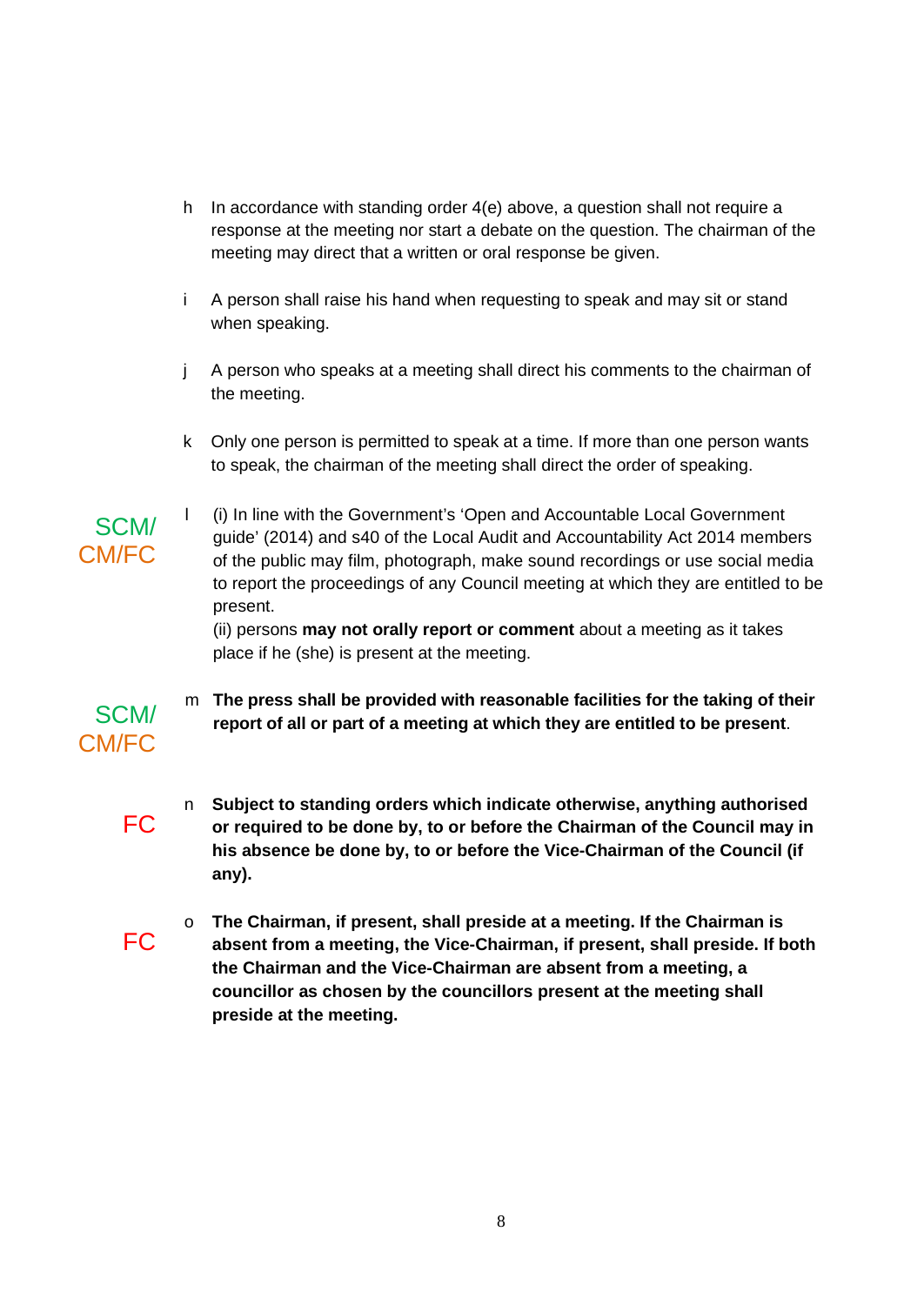h In accordance with standing order 4(e) above, a question shall not require a response at the meeting nor start a debate on the question. The chairman of the meeting may direct that a written or oral response be given.

i A person shall raise his hand when requesting to speak and may sit or stand when speaking.

j A person who speaks at a meeting shall direct his comments to the chairman of the meeting.

k Only one person is permitted to speak at a time. If more than one person wants to speak, the chairman of the meeting shall direct the order of speaking.

SCM/ CM/FC

l (i) In line with the Government's 'Open and Accountable Local Government guide' (2014) and s40 of the Local Audit and Accountability Act 2014 members of the public may film, photograph, make sound recordings or use social media to report the proceedings of any Council meeting at which they are entitled to be present.
(ii) persons **may not orally report or comment** about a meeting as it takes place if he (she) is present at the meeting.

SCM/ CM/FC

m **The press shall be provided with reasonable facilities for the taking of their report of all or part of a meeting at which they are entitled to be present**.

FC

n **Subject to standing orders which indicate otherwise, anything authorised or required to be done by, to or before the Chairman of the Council may in his absence be done by, to or before the Vice-Chairman of the Council (if any).**

FC

o **The Chairman, if present, shall preside at a meeting. If the Chairman is absent from a meeting, the Vice-Chairman, if present, shall preside. If both the Chairman and the Vice-Chairman are absent from a meeting, a councillor as chosen by the councillors present at the meeting shall preside at the meeting.**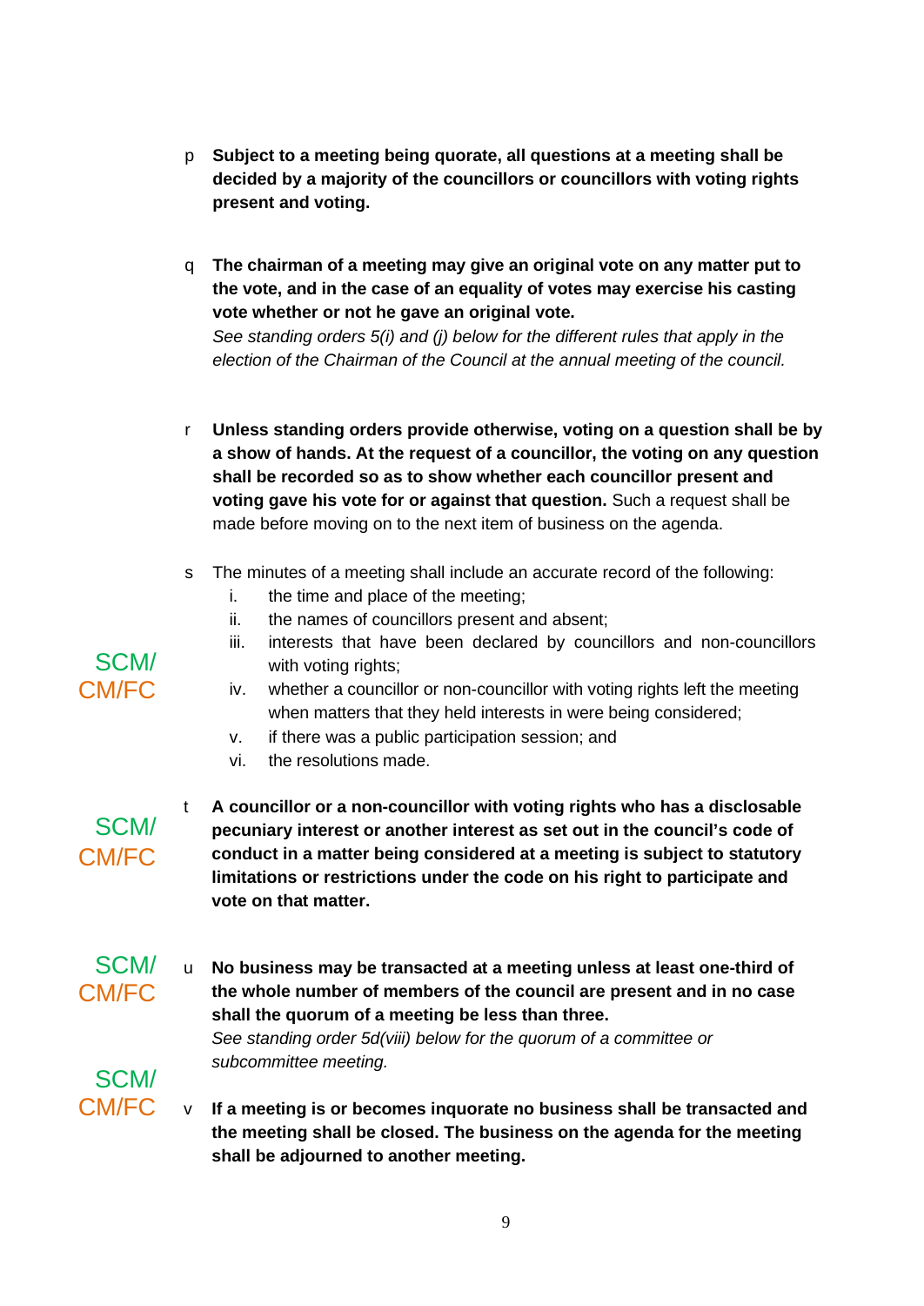p **Subject to a meeting being quorate, all questions at a meeting shall be decided by a majority of the councillors or councillors with voting rights present and voting.**

q **The chairman of a meeting may give an original vote on any matter put to the vote, and in the case of an equality of votes may exercise his casting vote whether or not he gave an original vote.**
*See standing orders 5(i) and (j) below for the different rules that apply in the election of the Chairman of the Council at the annual meeting of the council.*

r **Unless standing orders provide otherwise, voting on a question shall be by a show of hands. At the request of a councillor, the voting on any question shall be recorded so as to show whether each councillor present and voting gave his vote for or against that question.** Such a request shall be made before moving on to the next item of business on the agenda.

s The minutes of a meeting shall include an accurate record of the following:

i. the time and place of the meeting;
ii. the names of councillors present and absent;
iii. interests that have been declared by councillors and non-councillors with voting rights;
iv. whether a councillor or non-councillor with voting rights left the meeting when matters that they held interests in were being considered;
v. if there was a public participation session; and
vi. the resolutions made.

SCM/CM/FC

t **A councillor or a non-councillor with voting rights who has a disclosable pecuniary interest or another interest as set out in the council's code of conduct in a matter being considered at a meeting is subject to statutory limitations or restrictions under the code on his right to participate and vote on that matter.**

SCM/CM/FC

u **No business may be transacted at a meeting unless at least one-third of the whole number of members of the council are present and in no case shall the quorum of a meeting be less than three.**
*See standing order 5d(viii) below for the quorum of a committee or subcommittee meeting.*

SCM/CM/FC

v **If a meeting is or becomes inquorate no business shall be transacted and the meeting shall be closed. The business on the agenda for the meeting shall be adjourned to another meeting.**

SCM/CM/FC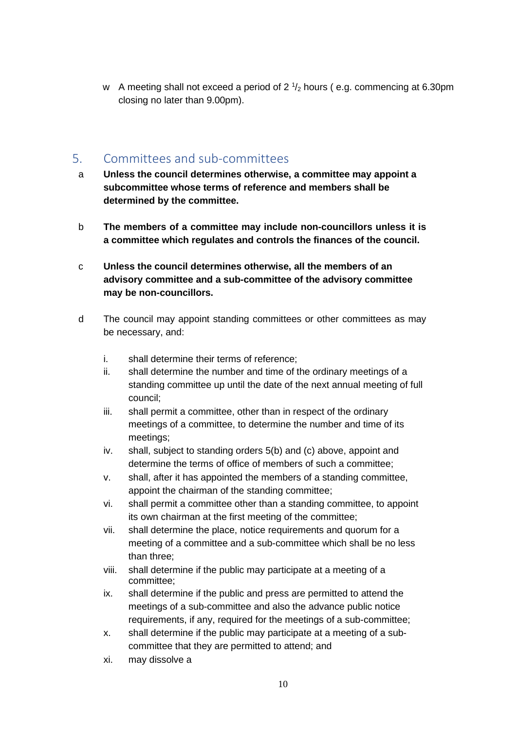w  A meeting shall not exceed a period of 2 $^{1}/_{2}$ hours ( e.g. commencing at 6.30pm closing no later than 9.00pm).

## 5. Committees and sub-committees

a **Unless the council determines otherwise, a committee may appoint a subcommittee whose terms of reference and members shall be determined by the committee.**

b **The members of a committee may include non-councillors unless it is a committee which regulates and controls the finances of the council.**

c **Unless the council determines otherwise, all the members of an advisory committee and a sub-committee of the advisory committee may be non-councillors.**

d The council may appoint standing committees or other committees as may be necessary, and:

i. shall determine their terms of reference;
ii. shall determine the number and time of the ordinary meetings of a standing committee up until the date of the next annual meeting of full council;
iii. shall permit a committee, other than in respect of the ordinary meetings of a committee, to determine the number and time of its meetings;
iv. shall, subject to standing orders 5(b) and (c) above, appoint and determine the terms of office of members of such a committee;
v. shall, after it has appointed the members of a standing committee, appoint the chairman of the standing committee;
vi. shall permit a committee other than a standing committee, to appoint its own chairman at the first meeting of the committee;
vii. shall determine the place, notice requirements and quorum for a meeting of a committee and a sub-committee which shall be no less than three;
viii. shall determine if the public may participate at a meeting of a committee;
ix. shall determine if the public and press are permitted to attend the meetings of a sub-committee and also the advance public notice requirements, if any, required for the meetings of a sub-committee;
x. shall determine if the public may participate at a meeting of a sub-committee that they are permitted to attend; and
xi. may dissolve a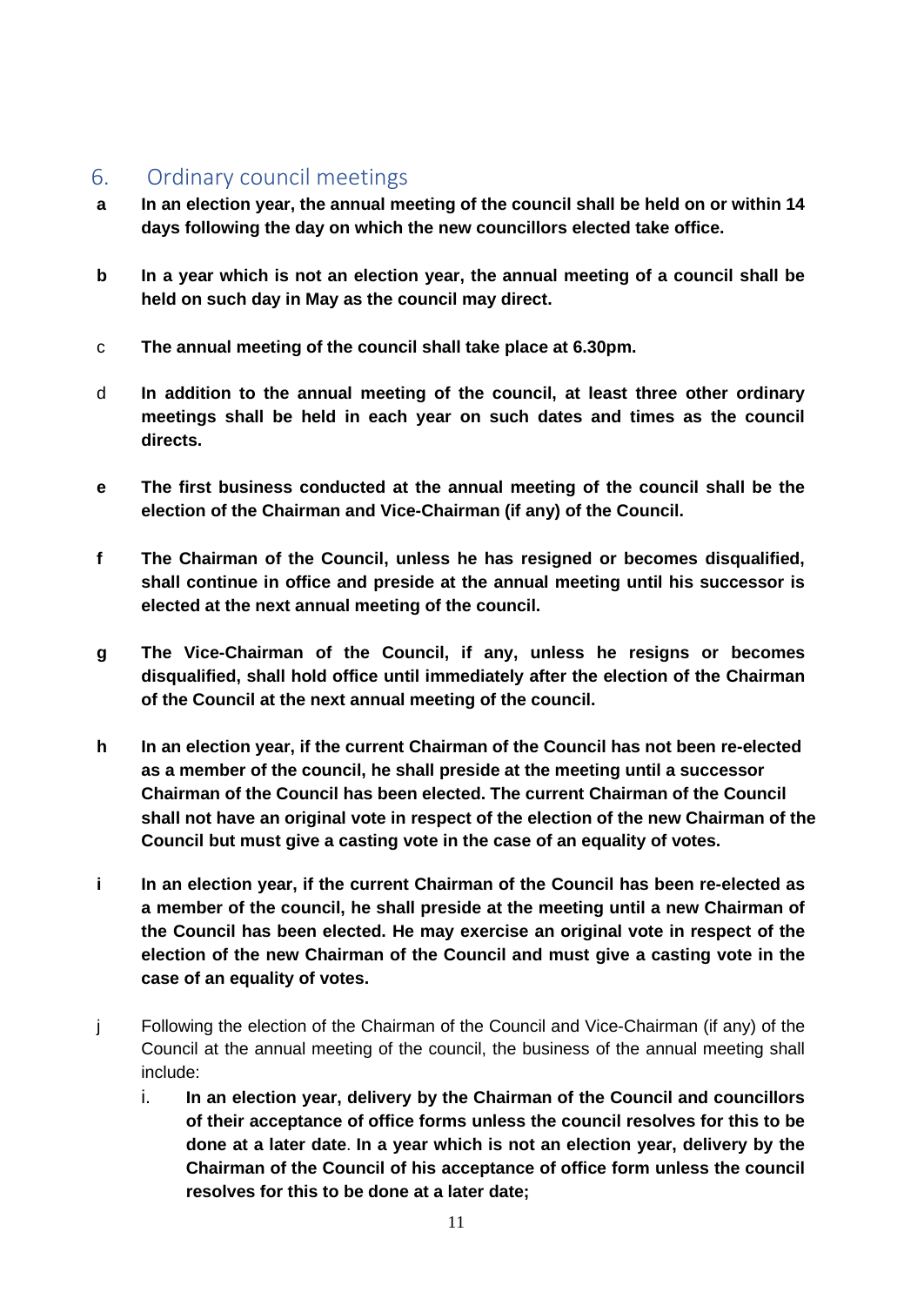## 6. Ordinary council meetings

**a** **In an election year, the annual meeting of the council shall be held on or within 14 days following the day on which the new councillors elected take office.**

**b** **In a year which is not an election year, the annual meeting of a council shall be held on such day in May as the council may direct.**

c **The annual meeting of the council shall take place at 6.30pm.**

d **In addition to the annual meeting of the council, at least three other ordinary meetings shall be held in each year on such dates and times as the council directs.**

**e** **The first business conducted at the annual meeting of the council shall be the election of the Chairman and Vice-Chairman (if any) of the Council.**

**f** **The Chairman of the Council, unless he has resigned or becomes disqualified, shall continue in office and preside at the annual meeting until his successor is elected at the next annual meeting of the council.**

**g** **The Vice-Chairman of the Council, if any, unless he resigns or becomes disqualified, shall hold office until immediately after the election of the Chairman of the Council at the next annual meeting of the council.**

**h** **In an election year, if the current Chairman of the Council has not been re-elected as a member of the council, he shall preside at the meeting until a successor Chairman of the Council has been elected. The current Chairman of the Council shall not have an original vote in respect of the election of the new Chairman of the Council but must give a casting vote in the case of an equality of votes.**

**i** **In an election year, if the current Chairman of the Council has been re-elected as a member of the council, he shall preside at the meeting until a new Chairman of the Council has been elected. He may exercise an original vote in respect of the election of the new Chairman of the Council and must give a casting vote in the case of an equality of votes.**

j Following the election of the Chairman of the Council and Vice-Chairman (if any) of the Council at the annual meeting of the council, the business of the annual meeting shall include:

i. **In an election year, delivery by the Chairman of the Council and councillors of their acceptance of office forms unless the council resolves for this to be done at a later date**. **In a year which is not an election year, delivery by the Chairman of the Council of his acceptance of office form unless the council resolves for this to be done at a later date;**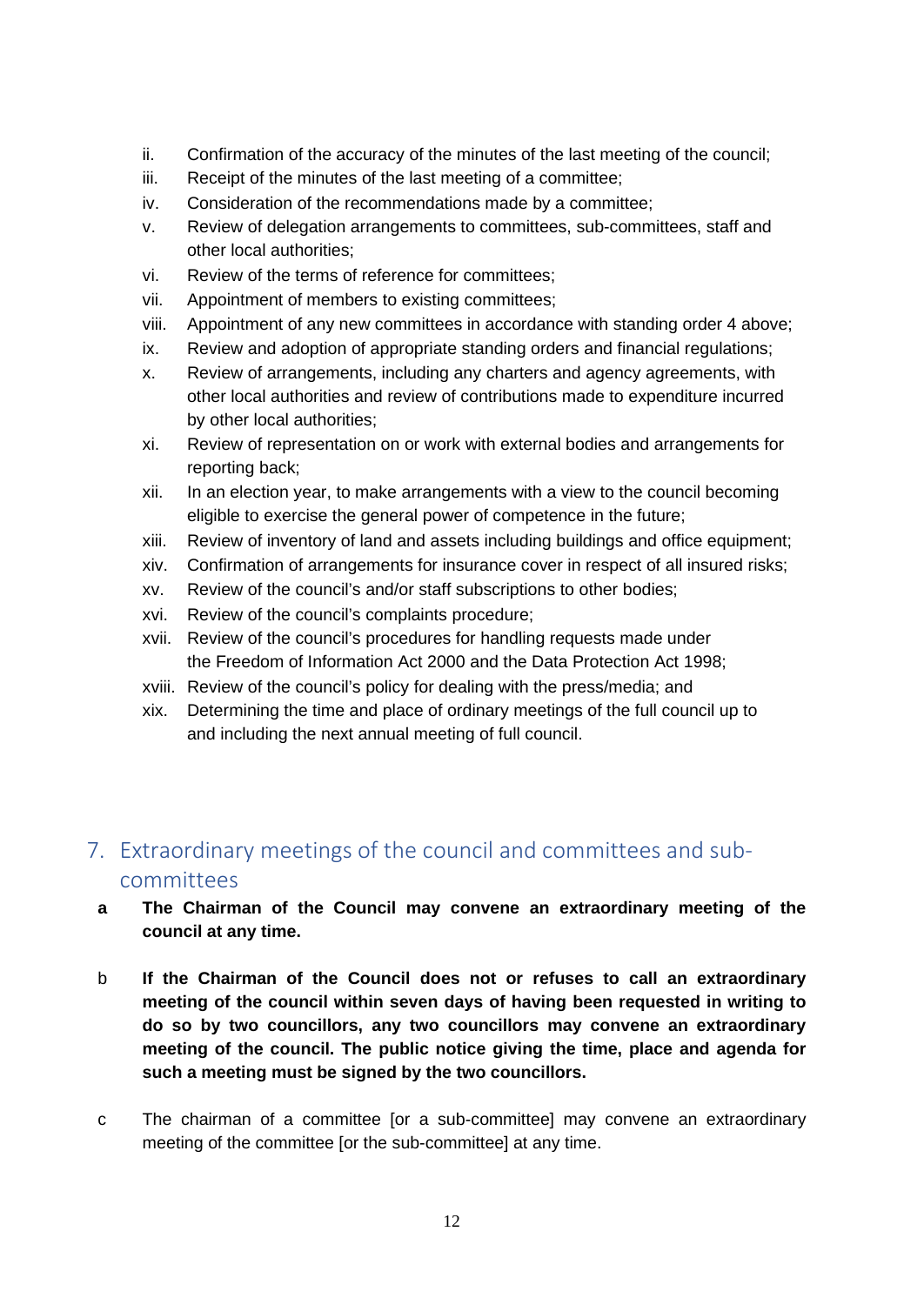ii. Confirmation of the accuracy of the minutes of the last meeting of the council;
iii. Receipt of the minutes of the last meeting of a committee;
iv. Consideration of the recommendations made by a committee;
v. Review of delegation arrangements to committees, sub-committees, staff and other local authorities;
vi. Review of the terms of reference for committees;
vii. Appointment of members to existing committees;
viii. Appointment of any new committees in accordance with standing order 4 above;
ix. Review and adoption of appropriate standing orders and financial regulations;
x. Review of arrangements, including any charters and agency agreements, with other local authorities and review of contributions made to expenditure incurred by other local authorities;
xi. Review of representation on or work with external bodies and arrangements for reporting back;
xii. In an election year, to make arrangements with a view to the council becoming eligible to exercise the general power of competence in the future;
xiii. Review of inventory of land and assets including buildings and office equipment;
xiv. Confirmation of arrangements for insurance cover in respect of all insured risks;
xv. Review of the council's and/or staff subscriptions to other bodies;
xvi. Review of the council's complaints procedure;
xvii. Review of the council's procedures for handling requests made under the Freedom of Information Act 2000 and the Data Protection Act 1998;
xviii. Review of the council's policy for dealing with the press/media; and
xix. Determining the time and place of ordinary meetings of the full council up to and including the next annual meeting of full council.

## 7. Extraordinary meetings of the council and committees and sub-committees

a **The Chairman of the Council may convene an extraordinary meeting of the council at any time.**

b **If the Chairman of the Council does not or refuses to call an extraordinary meeting of the council within seven days of having been requested in writing to do so by two councillors, any two councillors may convene an extraordinary meeting of the council. The public notice giving the time, place and agenda for such a meeting must be signed by the two councillors.**

c The chairman of a committee [or a sub-committee] may convene an extraordinary meeting of the committee [or the sub-committee] at any time.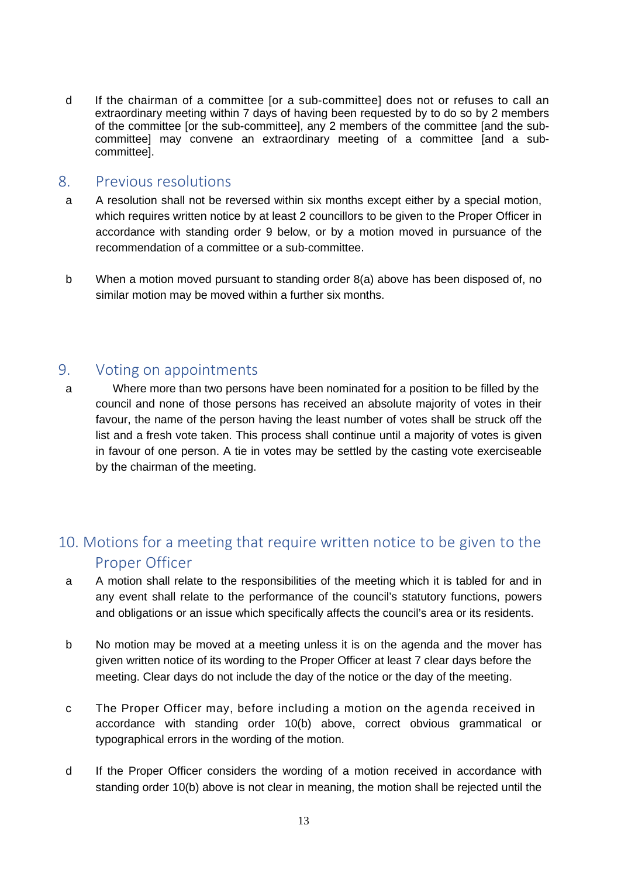d If the chairman of a committee [or a sub-committee] does not or refuses to call an extraordinary meeting within 7 days of having been requested by to do so by 2 members of the committee [or the sub-committee], any 2 members of the committee [and the sub-committee] may convene an extraordinary meeting of a committee [and a sub-committee].

## 8. Previous resolutions

a A resolution shall not be reversed within six months except either by a special motion, which requires written notice by at least 2 councillors to be given to the Proper Officer in accordance with standing order 9 below, or by a motion moved in pursuance of the recommendation of a committee or a sub-committee.

b When a motion moved pursuant to standing order 8(a) above has been disposed of, no similar motion may be moved within a further six months.

## 9. Voting on appointments

a Where more than two persons have been nominated for a position to be filled by the council and none of those persons has received an absolute majority of votes in their favour, the name of the person having the least number of votes shall be struck off the list and a fresh vote taken. This process shall continue until a majority of votes is given in favour of one person. A tie in votes may be settled by the casting vote exerciseable by the chairman of the meeting.

## 10. Motions for a meeting that require written notice to be given to the Proper Officer

a A motion shall relate to the responsibilities of the meeting which it is tabled for and in any event shall relate to the performance of the council's statutory functions, powers and obligations or an issue which specifically affects the council's area or its residents.

b No motion may be moved at a meeting unless it is on the agenda and the mover has given written notice of its wording to the Proper Officer at least 7 clear days before the meeting. Clear days do not include the day of the notice or the day of the meeting.

c The Proper Officer may, before including a motion on the agenda received in accordance with standing order 10(b) above, correct obvious grammatical or typographical errors in the wording of the motion.

d If the Proper Officer considers the wording of a motion received in accordance with standing order 10(b) above is not clear in meaning, the motion shall be rejected until the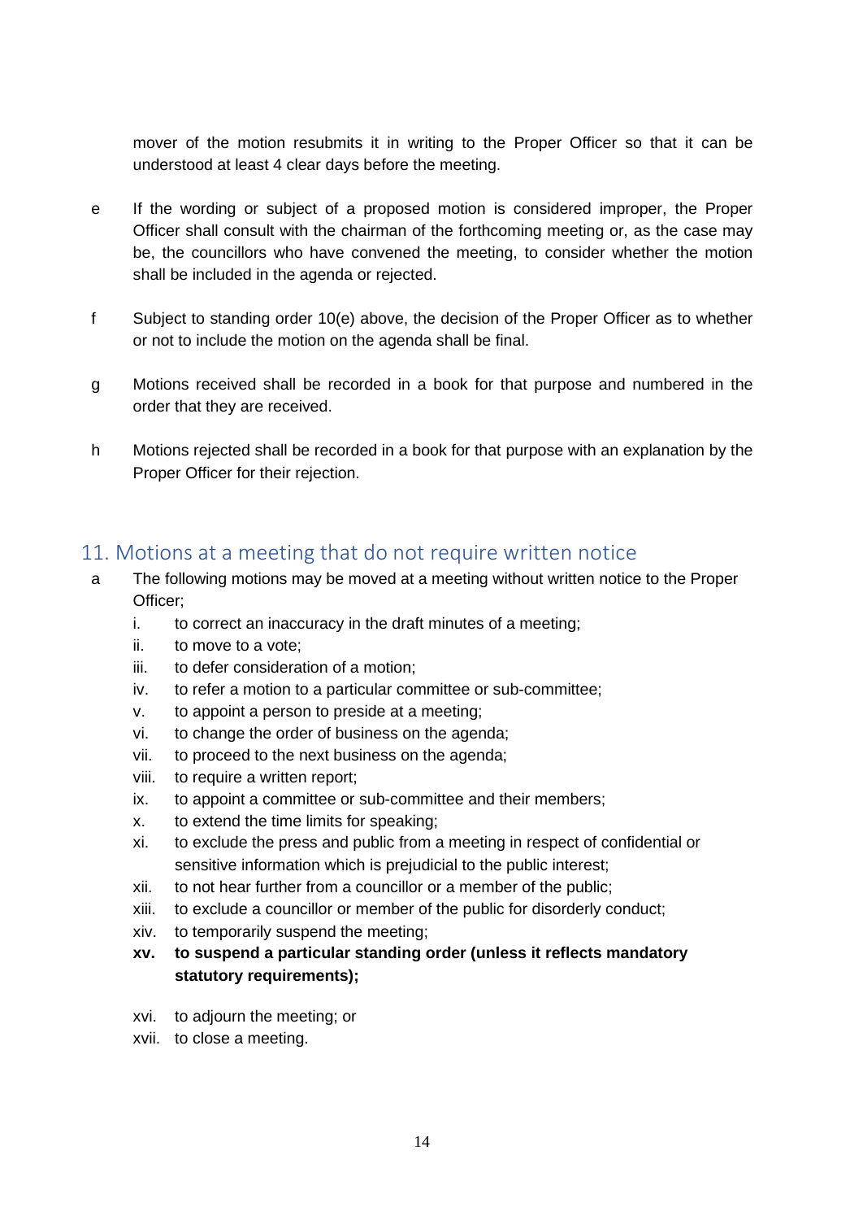mover of the motion resubmits it in writing to the Proper Officer so that it can be understood at least 4 clear days before the meeting.

e. If the wording or subject of a proposed motion is considered improper, the Proper Officer shall consult with the chairman of the forthcoming meeting or, as the case may be, the councillors who have convened the meeting, to consider whether the motion shall be included in the agenda or rejected.

f. Subject to standing order 10(e) above, the decision of the Proper Officer as to whether or not to include the motion on the agenda shall be final.

g. Motions received shall be recorded in a book for that purpose and numbered in the order that they are received.

h. Motions rejected shall be recorded in a book for that purpose with an explanation by the Proper Officer for their rejection.

## 11. Motions at a meeting that do not require written notice

a. The following motions may be moved at a meeting without written notice to the Proper Officer;

   i. to correct an inaccuracy in the draft minutes of a meeting;
   ii. to move to a vote;
   iii. to defer consideration of a motion;
   iv. to refer a motion to a particular committee or sub-committee;
   v. to appoint a person to preside at a meeting;
   vi. to change the order of business on the agenda;
   vii. to proceed to the next business on the agenda;
   viii. to require a written report;
   ix. to appoint a committee or sub-committee and their members;
   x. to extend the time limits for speaking;
   xi. to exclude the press and public from a meeting in respect of confidential or sensitive information which is prejudicial to the public interest;
   xii. to not hear further from a councillor or a member of the public;
   xiii. to exclude a councillor or member of the public for disorderly conduct;
   xiv. to temporarily suspend the meeting;
   **xv. to suspend a particular standing order (unless it reflects mandatory statutory requirements);**
   xvi. to adjourn the meeting; or
   xvii. to close a meeting.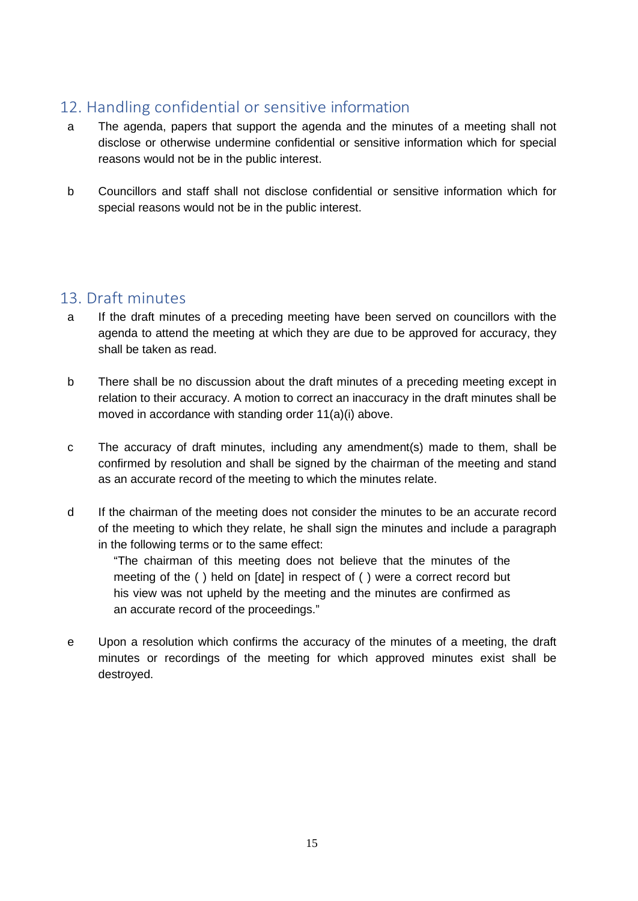## 12. Handling confidential or sensitive information

a The agenda, papers that support the agenda and the minutes of a meeting shall not disclose or otherwise undermine confidential or sensitive information which for special reasons would not be in the public interest.

b Councillors and staff shall not disclose confidential or sensitive information which for special reasons would not be in the public interest.

## 13. Draft minutes

a If the draft minutes of a preceding meeting have been served on councillors with the agenda to attend the meeting at which they are due to be approved for accuracy, they shall be taken as read.

b There shall be no discussion about the draft minutes of a preceding meeting except in relation to their accuracy. A motion to correct an inaccuracy in the draft minutes shall be moved in accordance with standing order 11(a)(i) above.

c The accuracy of draft minutes, including any amendment(s) made to them, shall be confirmed by resolution and shall be signed by the chairman of the meeting and stand as an accurate record of the meeting to which the minutes relate.

d If the chairman of the meeting does not consider the minutes to be an accurate record of the meeting to which they relate, he shall sign the minutes and include a paragraph in the following terms or to the same effect:

> "The chairman of this meeting does not believe that the minutes of the meeting of the ( ) held on [date] in respect of ( ) were a correct record but his view was not upheld by the meeting and the minutes are confirmed as an accurate record of the proceedings."

e Upon a resolution which confirms the accuracy of the minutes of a meeting, the draft minutes or recordings of the meeting for which approved minutes exist shall be destroyed.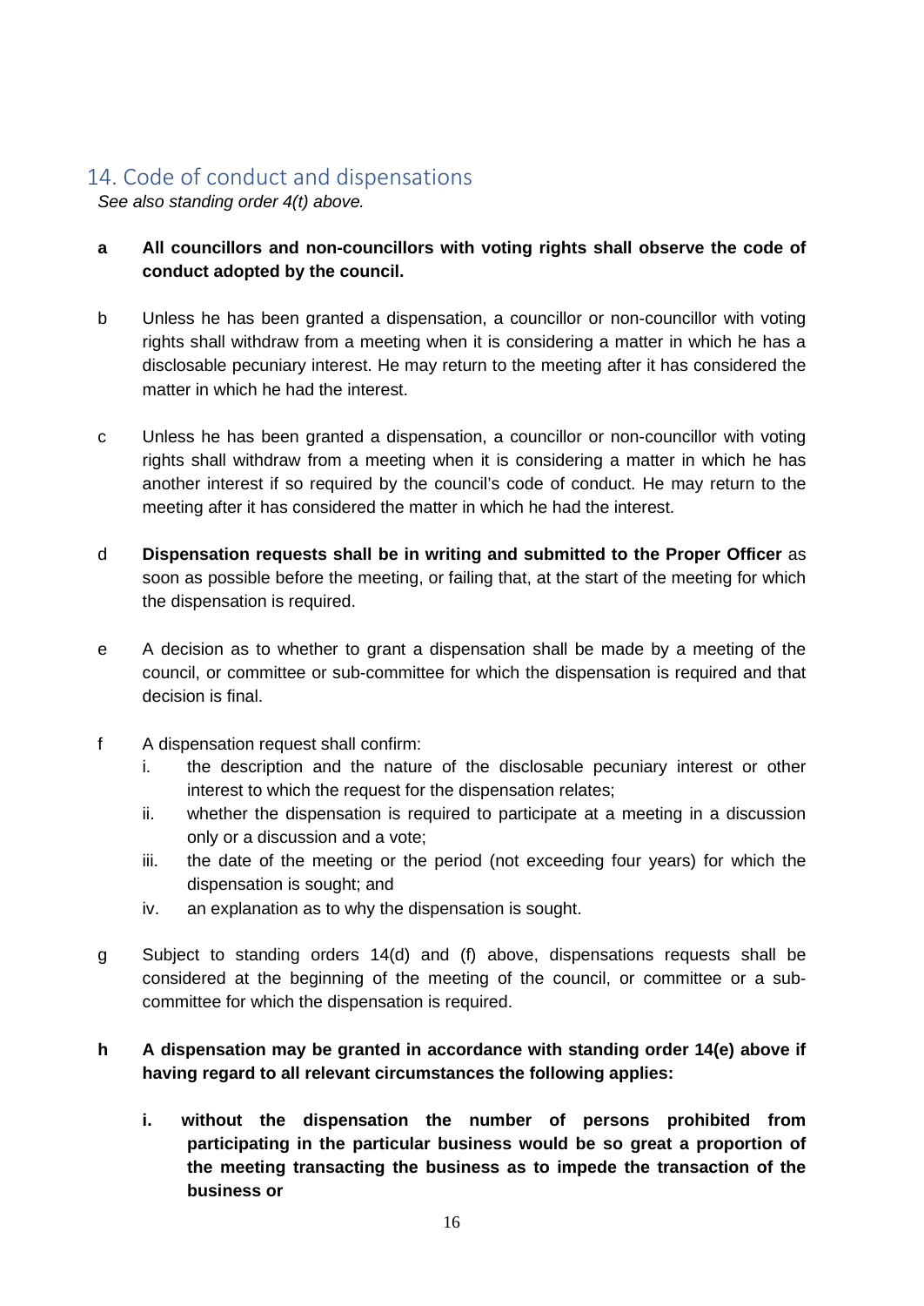## 14. Code of conduct and dispensations

*See also standing order 4(t) above.*

**a All councillors and non-councillors with voting rights shall observe the code of conduct adopted by the council.**

b Unless he has been granted a dispensation, a councillor or non-councillor with voting rights shall withdraw from a meeting when it is considering a matter in which he has a disclosable pecuniary interest. He may return to the meeting after it has considered the matter in which he had the interest.

c Unless he has been granted a dispensation, a councillor or non-councillor with voting rights shall withdraw from a meeting when it is considering a matter in which he has another interest if so required by the council's code of conduct. He may return to the meeting after it has considered the matter in which he had the interest.

d **Dispensation requests shall be in writing and submitted to the Proper Officer** as soon as possible before the meeting, or failing that, at the start of the meeting for which the dispensation is required.

e A decision as to whether to grant a dispensation shall be made by a meeting of the council, or committee or sub-committee for which the dispensation is required and that decision is final.

f A dispensation request shall confirm:

i. the description and the nature of the disclosable pecuniary interest or other interest to which the request for the dispensation relates;

ii. whether the dispensation is required to participate at a meeting in a discussion only or a discussion and a vote;

iii. the date of the meeting or the period (not exceeding four years) for which the dispensation is sought; and

iv. an explanation as to why the dispensation is sought.

g Subject to standing orders 14(d) and (f) above, dispensations requests shall be considered at the beginning of the meeting of the council, or committee or a sub-committee for which the dispensation is required.

**h A dispensation may be granted in accordance with standing order 14(e) above if having regard to all relevant circumstances the following applies:**

**i. without the dispensation the number of persons prohibited from participating in the particular business would be so great a proportion of the meeting transacting the business as to impede the transaction of the business or**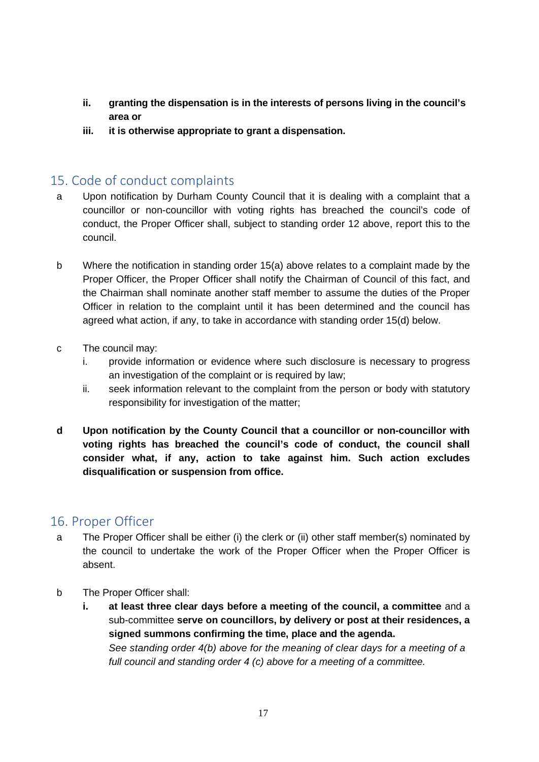ii. **granting the dispensation is in the interests of persons living in the council's area or**

iii. **it is otherwise appropriate to grant a dispensation.**

## 15. Code of conduct complaints

a Upon notification by Durham County Council that it is dealing with a complaint that a councillor or non-councillor with voting rights has breached the council's code of conduct, the Proper Officer shall, subject to standing order 12 above, report this to the council.

b Where the notification in standing order 15(a) above relates to a complaint made by the Proper Officer, the Proper Officer shall notify the Chairman of Council of this fact, and the Chairman shall nominate another staff member to assume the duties of the Proper Officer in relation to the complaint until it has been determined and the council has agreed what action, if any, to take in accordance with standing order 15(d) below.

c The council may:

i. provide information or evidence where such disclosure is necessary to progress an investigation of the complaint or is required by law;

ii. seek information relevant to the complaint from the person or body with statutory responsibility for investigation of the matter;

**d Upon notification by the County Council that a councillor or non-councillor with voting rights has breached the council's code of conduct, the council shall consider what, if any, action to take against him. Such action excludes disqualification or suspension from office.**

## 16. Proper Officer

a The Proper Officer shall be either (i) the clerk or (ii) other staff member(s) nominated by the council to undertake the work of the Proper Officer when the Proper Officer is absent.

b The Proper Officer shall:

**i. at least three clear days before a meeting of the council, a committee** and a sub-committee **serve on councillors, by delivery or post at their residences, a signed summons confirming the time, place and the agenda.**
*See standing order 4(b) above for the meaning of clear days for a meeting of a full council and standing order 4 (c) above for a meeting of a committee.*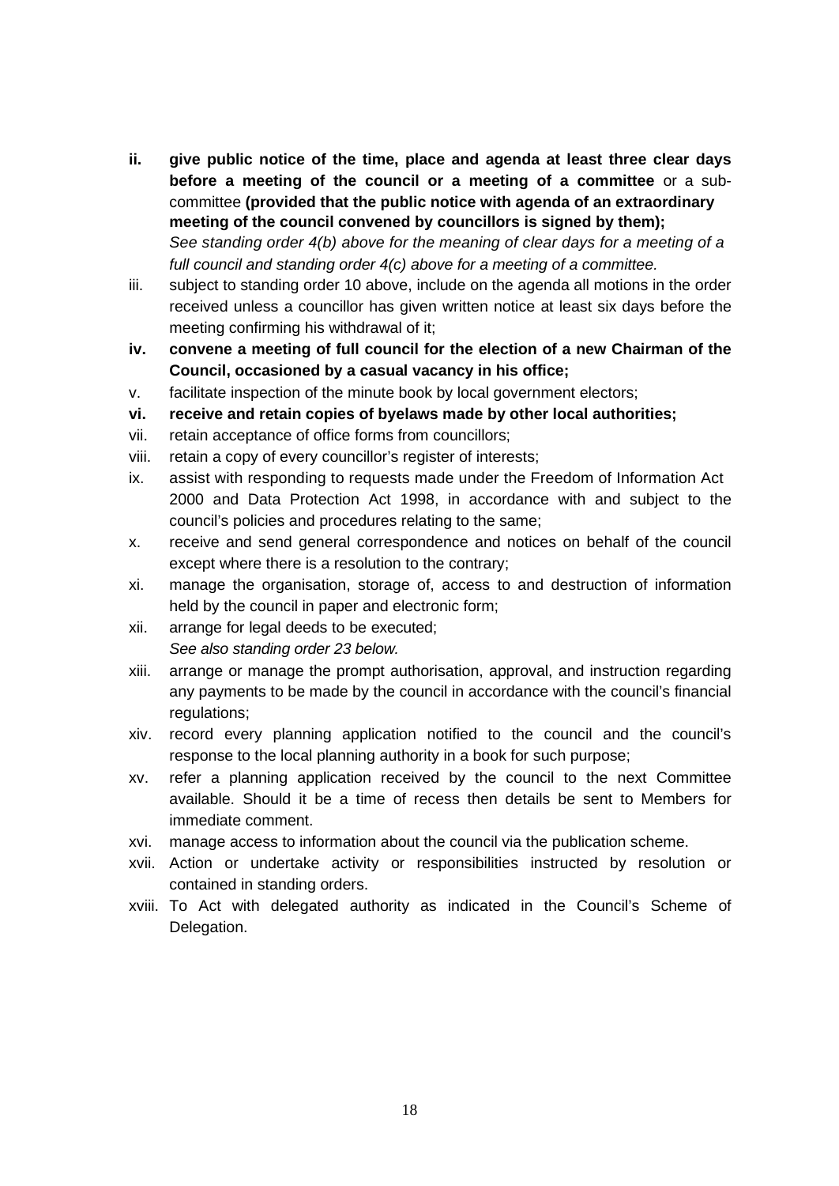ii. **give public notice of the time, place and agenda at least three clear days before a meeting of the council or a meeting of a committee** or a sub-committee **(provided that the public notice with agenda of an extraordinary meeting of the council convened by councillors is signed by them);**
*See standing order 4(b) above for the meaning of clear days for a meeting of a full council and standing order 4(c) above for a meeting of a committee.*

iii. subject to standing order 10 above, include on the agenda all motions in the order received unless a councillor has given written notice at least six days before the meeting confirming his withdrawal of it;

iv. **convene a meeting of full council for the election of a new Chairman of the Council, occasioned by a casual vacancy in his office;**

v. facilitate inspection of the minute book by local government electors;

vi. **receive and retain copies of byelaws made by other local authorities;**

vii. retain acceptance of office forms from councillors;

viii. retain a copy of every councillor's register of interests;

ix. assist with responding to requests made under the Freedom of Information Act 2000 and Data Protection Act 1998, in accordance with and subject to the council's policies and procedures relating to the same;

x. receive and send general correspondence and notices on behalf of the council except where there is a resolution to the contrary;

xi. manage the organisation, storage of, access to and destruction of information held by the council in paper and electronic form;

xii. arrange for legal deeds to be executed;
*See also standing order 23 below.*

xiii. arrange or manage the prompt authorisation, approval, and instruction regarding any payments to be made by the council in accordance with the council's financial regulations;

xiv. record every planning application notified to the council and the council's response to the local planning authority in a book for such purpose;

xv. refer a planning application received by the council to the next Committee available. Should it be a time of recess then details be sent to Members for immediate comment.

xvi. manage access to information about the council via the publication scheme.

xvii. Action or undertake activity or responsibilities instructed by resolution or contained in standing orders.

xviii. To Act with delegated authority as indicated in the Council's Scheme of Delegation.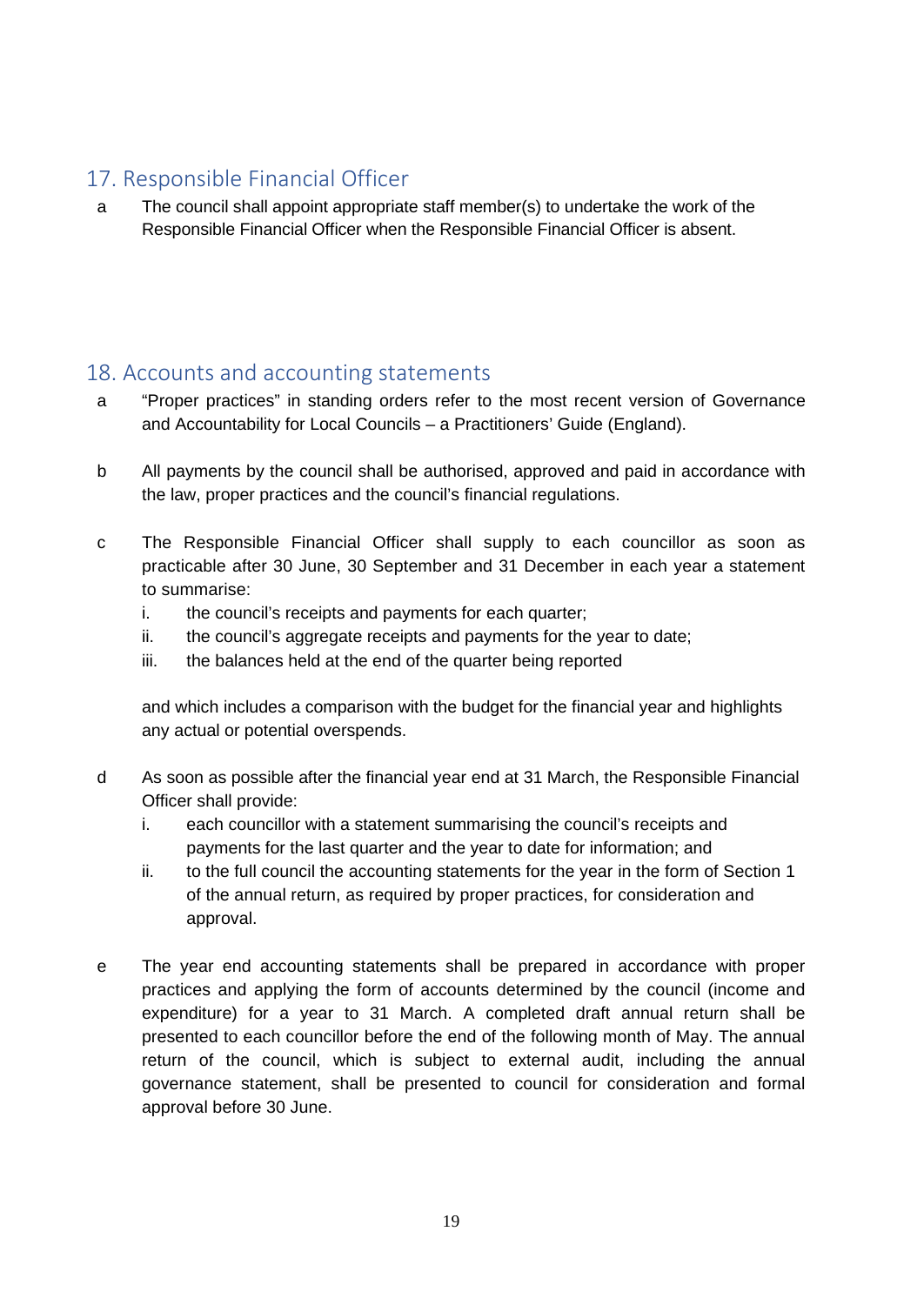## 17. Responsible Financial Officer

a The council shall appoint appropriate staff member(s) to undertake the work of the Responsible Financial Officer when the Responsible Financial Officer is absent.

## 18. Accounts and accounting statements

a "Proper practices" in standing orders refer to the most recent version of Governance and Accountability for Local Councils – a Practitioners' Guide (England).

b All payments by the council shall be authorised, approved and paid in accordance with the law, proper practices and the council's financial regulations.

c The Responsible Financial Officer shall supply to each councillor as soon as practicable after 30 June, 30 September and 31 December in each year a statement to summarise:

   i. the council's receipts and payments for each quarter;
   ii. the council's aggregate receipts and payments for the year to date;
   iii. the balances held at the end of the quarter being reported

   and which includes a comparison with the budget for the financial year and highlights any actual or potential overspends.

d As soon as possible after the financial year end at 31 March, the Responsible Financial Officer shall provide:

   i. each councillor with a statement summarising the council's receipts and payments for the last quarter and the year to date for information; and
   ii. to the full council the accounting statements for the year in the form of Section 1 of the annual return, as required by proper practices, for consideration and approval.

e The year end accounting statements shall be prepared in accordance with proper practices and applying the form of accounts determined by the council (income and expenditure) for a year to 31 March. A completed draft annual return shall be presented to each councillor before the end of the following month of May. The annual return of the council, which is subject to external audit, including the annual governance statement, shall be presented to council for consideration and formal approval before 30 June.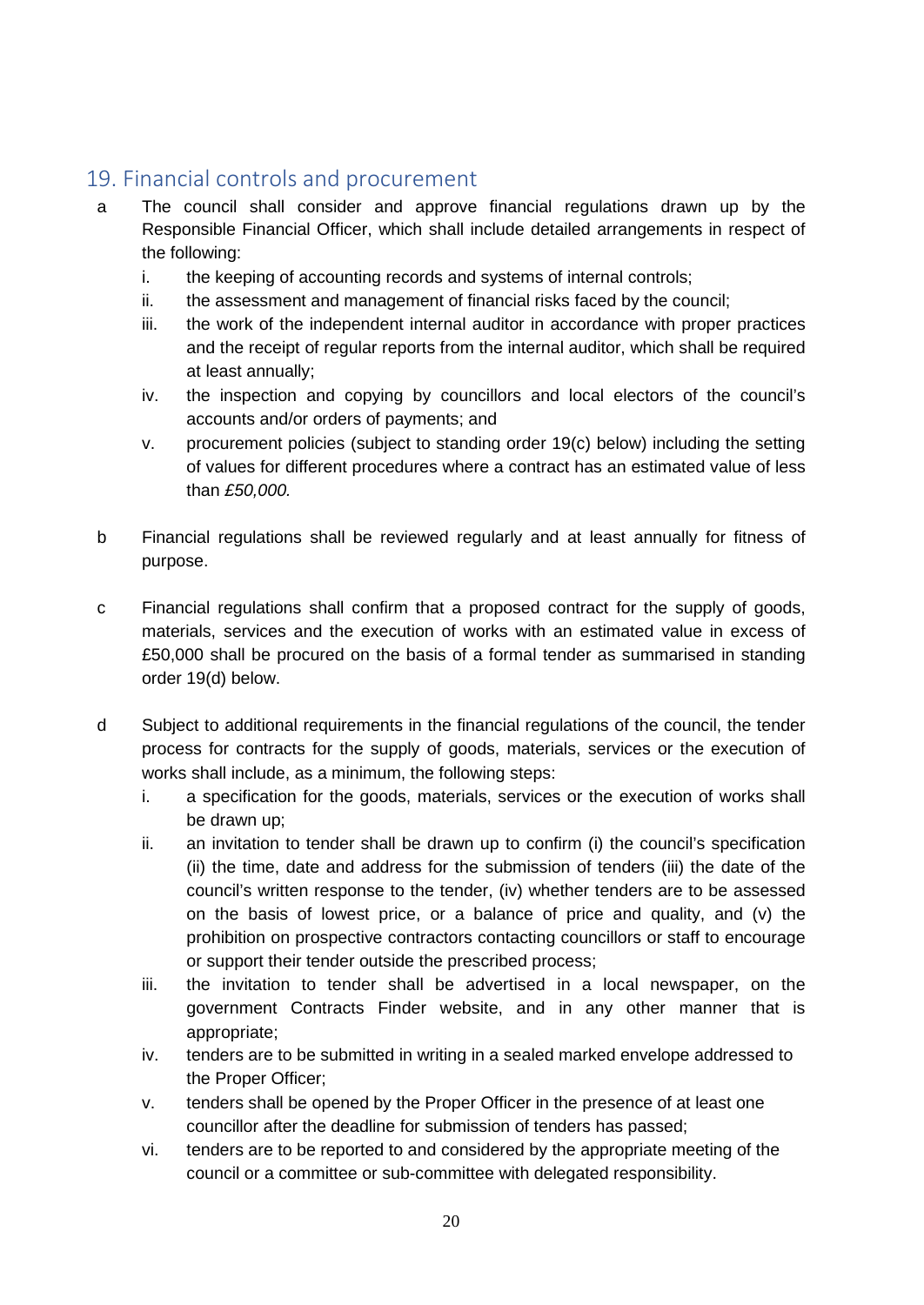## 19. Financial controls and procurement

a The council shall consider and approve financial regulations drawn up by the Responsible Financial Officer, which shall include detailed arrangements in respect of the following:

   i. the keeping of accounting records and systems of internal controls;

   ii. the assessment and management of financial risks faced by the council;

   iii. the work of the independent internal auditor in accordance with proper practices and the receipt of regular reports from the internal auditor, which shall be required at least annually;

   iv. the inspection and copying by councillors and local electors of the council's accounts and/or orders of payments; and

   v. procurement policies (subject to standing order 19(c) below) including the setting of values for different procedures where a contract has an estimated value of less than *£50,000.*

b Financial regulations shall be reviewed regularly and at least annually for fitness of purpose.

c Financial regulations shall confirm that a proposed contract for the supply of goods, materials, services and the execution of works with an estimated value in excess of £50,000 shall be procured on the basis of a formal tender as summarised in standing order 19(d) below.

d Subject to additional requirements in the financial regulations of the council, the tender process for contracts for the supply of goods, materials, services or the execution of works shall include, as a minimum, the following steps:

   i. a specification for the goods, materials, services or the execution of works shall be drawn up;

   ii. an invitation to tender shall be drawn up to confirm (i) the council's specification (ii) the time, date and address for the submission of tenders (iii) the date of the council's written response to the tender, (iv) whether tenders are to be assessed on the basis of lowest price, or a balance of price and quality, and (v) the prohibition on prospective contractors contacting councillors or staff to encourage or support their tender outside the prescribed process;

   iii. the invitation to tender shall be advertised in a local newspaper, on the government Contracts Finder website, and in any other manner that is appropriate;

   iv. tenders are to be submitted in writing in a sealed marked envelope addressed to the Proper Officer;

   v. tenders shall be opened by the Proper Officer in the presence of at least one councillor after the deadline for submission of tenders has passed;

   vi. tenders are to be reported to and considered by the appropriate meeting of the council or a committee or sub-committee with delegated responsibility.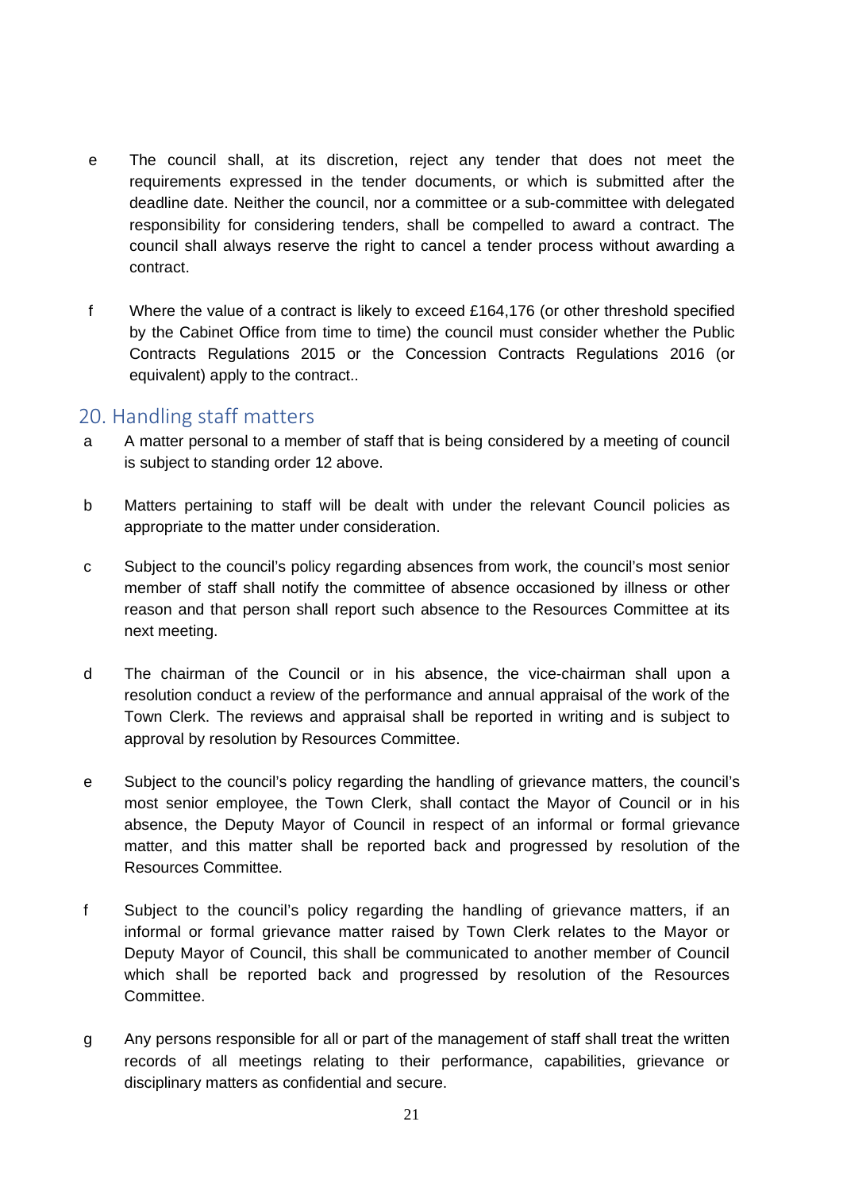e The council shall, at its discretion, reject any tender that does not meet the requirements expressed in the tender documents, or which is submitted after the deadline date. Neither the council, nor a committee or a sub-committee with delegated responsibility for considering tenders, shall be compelled to award a contract. The council shall always reserve the right to cancel a tender process without awarding a contract.

f Where the value of a contract is likely to exceed £164,176 (or other threshold specified by the Cabinet Office from time to time) the council must consider whether the Public Contracts Regulations 2015 or the Concession Contracts Regulations 2016 (or equivalent) apply to the contract..

## 20. Handling staff matters

a A matter personal to a member of staff that is being considered by a meeting of council is subject to standing order 12 above.

b Matters pertaining to staff will be dealt with under the relevant Council policies as appropriate to the matter under consideration.

c Subject to the council's policy regarding absences from work, the council's most senior member of staff shall notify the committee of absence occasioned by illness or other reason and that person shall report such absence to the Resources Committee at its next meeting.

d The chairman of the Council or in his absence, the vice-chairman shall upon a resolution conduct a review of the performance and annual appraisal of the work of the Town Clerk. The reviews and appraisal shall be reported in writing and is subject to approval by resolution by Resources Committee.

e Subject to the council's policy regarding the handling of grievance matters, the council's most senior employee, the Town Clerk, shall contact the Mayor of Council or in his absence, the Deputy Mayor of Council in respect of an informal or formal grievance matter, and this matter shall be reported back and progressed by resolution of the Resources Committee.

f Subject to the council's policy regarding the handling of grievance matters, if an informal or formal grievance matter raised by Town Clerk relates to the Mayor or Deputy Mayor of Council, this shall be communicated to another member of Council which shall be reported back and progressed by resolution of the Resources Committee.

g Any persons responsible for all or part of the management of staff shall treat the written records of all meetings relating to their performance, capabilities, grievance or disciplinary matters as confidential and secure.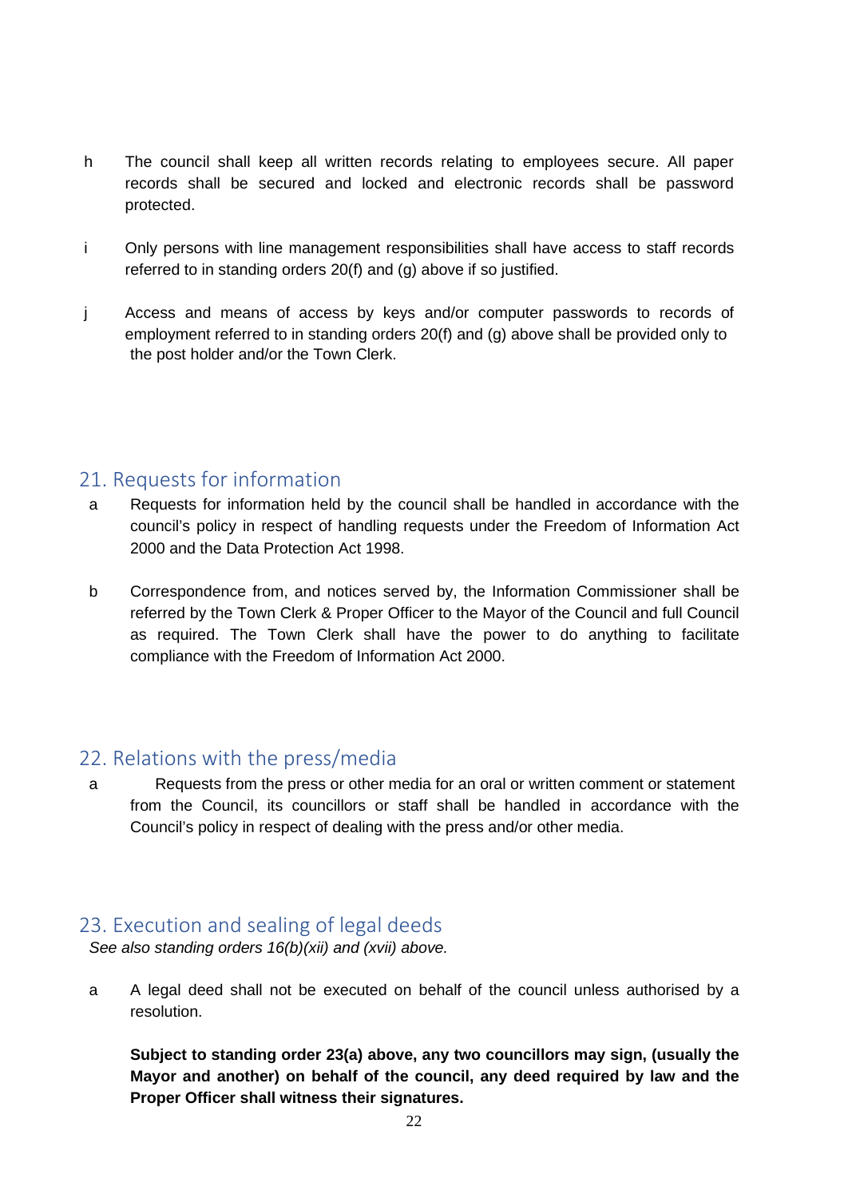h The council shall keep all written records relating to employees secure. All paper records shall be secured and locked and electronic records shall be password protected.

i Only persons with line management responsibilities shall have access to staff records referred to in standing orders 20(f) and (g) above if so justified.

j Access and means of access by keys and/or computer passwords to records of employment referred to in standing orders 20(f) and (g) above shall be provided only to the post holder and/or the Town Clerk.

## 21. Requests for information

a Requests for information held by the council shall be handled in accordance with the council's policy in respect of handling requests under the Freedom of Information Act 2000 and the Data Protection Act 1998.

b Correspondence from, and notices served by, the Information Commissioner shall be referred by the Town Clerk & Proper Officer to the Mayor of the Council and full Council as required. The Town Clerk shall have the power to do anything to facilitate compliance with the Freedom of Information Act 2000.

## 22. Relations with the press/media

a Requests from the press or other media for an oral or written comment or statement from the Council, its councillors or staff shall be handled in accordance with the Council's policy in respect of dealing with the press and/or other media.

## 23. Execution and sealing of legal deeds

*See also standing orders 16(b)(xii) and (xvii) above.*

a A legal deed shall not be executed on behalf of the council unless authorised by a resolution.

**Subject to standing order 23(a) above, any two councillors may sign, (usually the Mayor and another) on behalf of the council, any deed required by law and the Proper Officer shall witness their signatures.**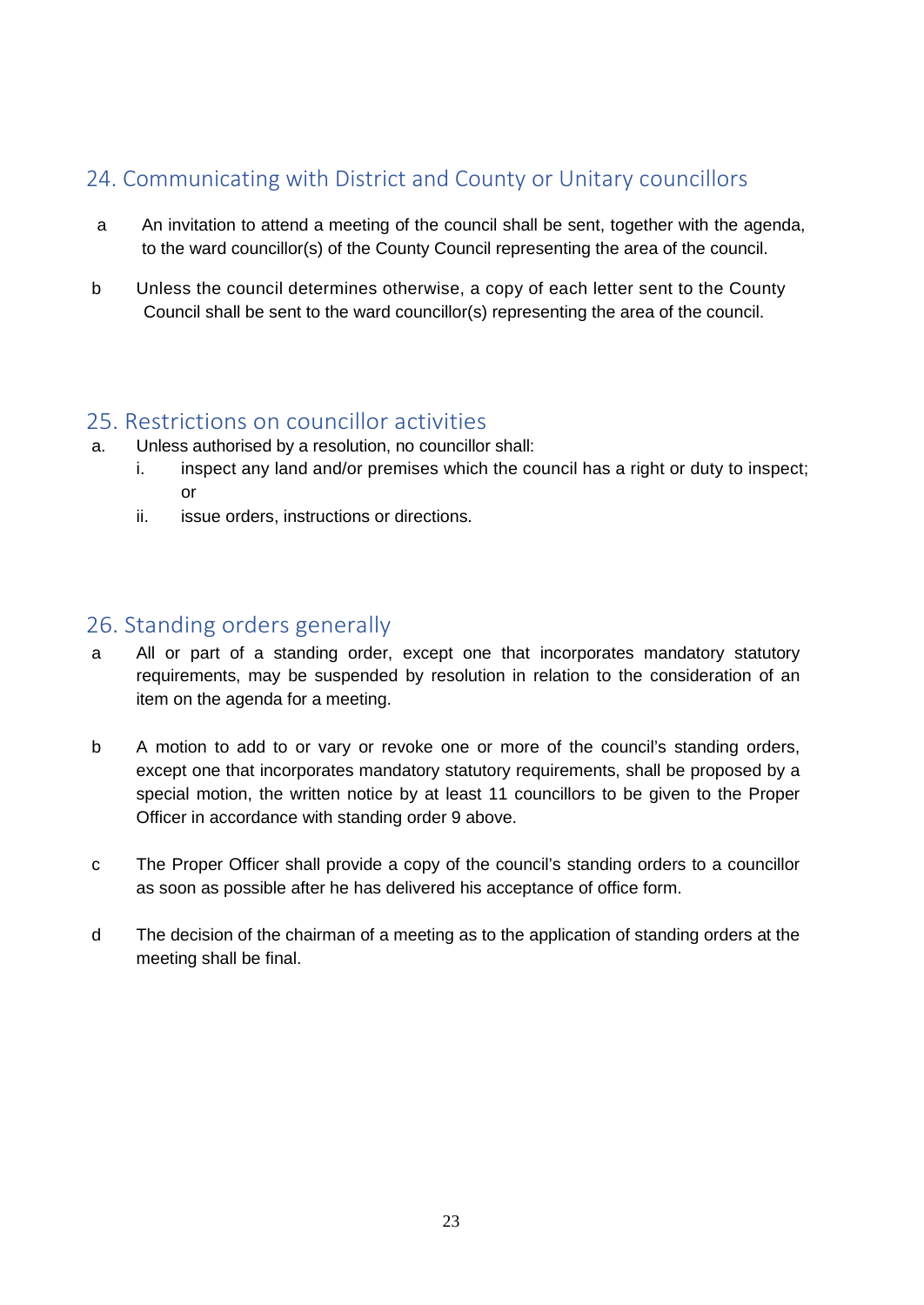## 24. Communicating with District and County or Unitary councillors

a. An invitation to attend a meeting of the council shall be sent, together with the agenda, to the ward councillor(s) of the County Council representing the area of the council.

b. Unless the council determines otherwise, a copy of each letter sent to the County Council shall be sent to the ward councillor(s) representing the area of the council.

## 25. Restrictions on councillor activities

a. Unless authorised by a resolution, no councillor shall:
   i. inspect any land and/or premises which the council has a right or duty to inspect; or
   ii. issue orders, instructions or directions.

## 26. Standing orders generally

a. All or part of a standing order, except one that incorporates mandatory statutory requirements, may be suspended by resolution in relation to the consideration of an item on the agenda for a meeting.

b. A motion to add to or vary or revoke one or more of the council's standing orders, except one that incorporates mandatory statutory requirements, shall be proposed by a special motion, the written notice by at least 11 councillors to be given to the Proper Officer in accordance with standing order 9 above.

c. The Proper Officer shall provide a copy of the council's standing orders to a councillor as soon as possible after he has delivered his acceptance of office form.

d. The decision of the chairman of a meeting as to the application of standing orders at the meeting shall be final.